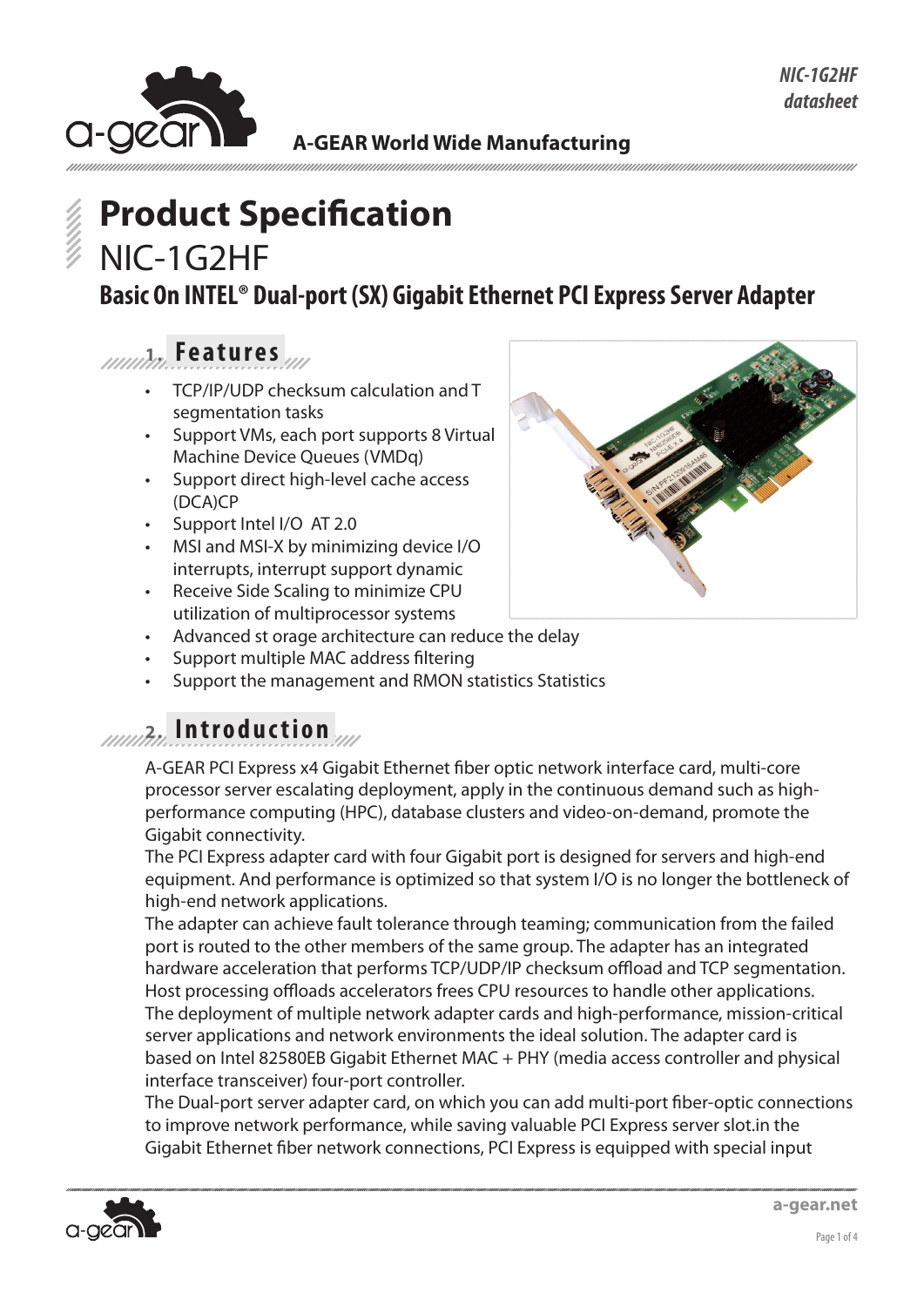# Product Specification

## NIC-1G2HF

### Basic On INTEL® Dual-port (SX) Gigabit Ethernet PCI Express Server Adapter

## 1. Features

- TCP/IP/UDP checksum calculation and T segmentation tasks
- Support VMs, each port supports 8 Virtual Machine Device Queues (VMDq)
- Support direct high-level cache access (DCA)CP
- Support Intel I/O AT 2.0
- MSI and MSI-X by minimizing device I/O interrupts, interrupt support dynamic
- Receive Side Scaling to minimize CPU utilization of multiprocessor systems
- Advanced st orage architecture can reduce the delay
- Support multiple MAC address filtering
- Support the management and RMON statistics Statistics

## 2. Introduction

A-GEAR PCI Express x4 Gigabit Ethernet fiber optic network interface card, multi-core processor server escalating deployment, apply in the continuous demand such as high-performance computing (HPC), database clusters and video-on-demand, promote the Gigabit connectivity.
The PCI Express adapter card with four Gigabit port is designed for servers and high-end equipment. And performance is optimized so that system I/O is no longer the bottleneck of high-end network applications.
The adapter can achieve fault tolerance through teaming; communication from the failed port is routed to the other members of the same group. The adapter has an integrated hardware acceleration that performs TCP/UDP/IP checksum offload and TCP segmentation. Host processing offloads accelerators frees CPU resources to handle other applications.
The deployment of multiple network adapter cards and high-performance, mission-critical server applications and network environments the ideal solution. The adapter card is based on Intel 82580EB Gigabit Ethernet MAC + PHY (media access controller and physical interface transceiver) four-port controller.
The Dual-port server adapter card, on which you can add multi-port fiber-optic connections to improve network performance, while saving valuable PCI Express server slot.in the Gigabit Ethernet fiber network connections, PCI Express is equipped with special input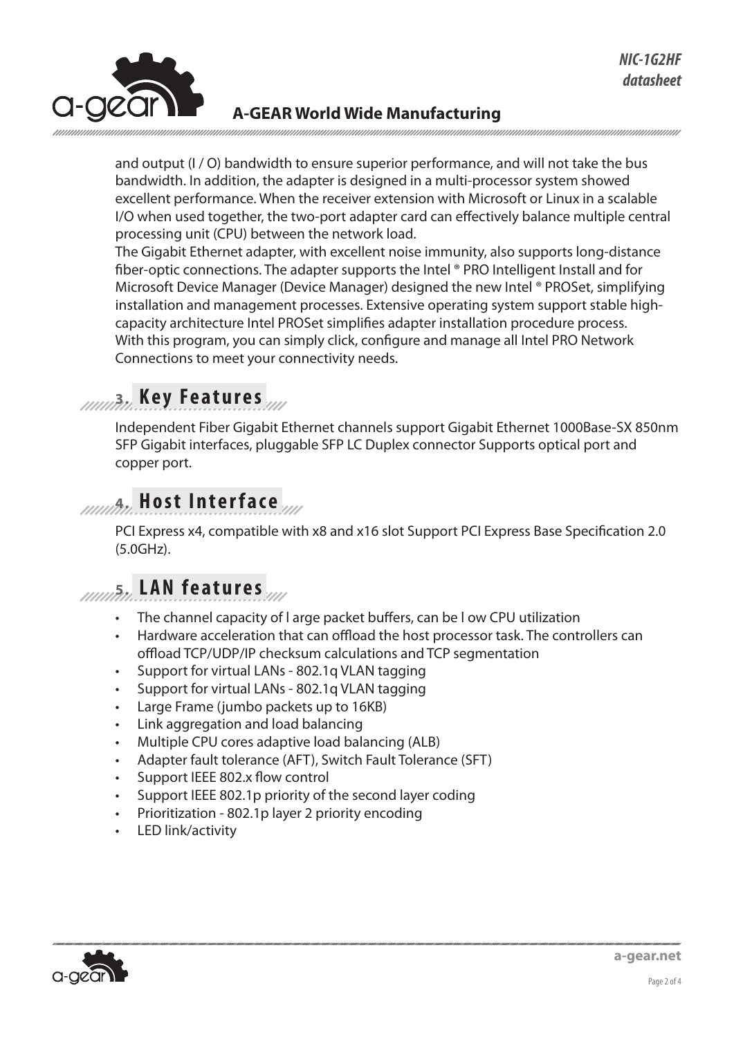and output (I / O) bandwidth to ensure superior performance, and will not take the bus bandwidth. In addition, the adapter is designed in a multi-processor system showed excellent performance. When the receiver extension with Microsoft or Linux in a scalable I/O when used together, the two-port adapter card can effectively balance multiple central processing unit (CPU) between the network load.

The Gigabit Ethernet adapter, with excellent noise immunity, also supports long-distance fiber-optic connections. The adapter supports the Intel ® PRO Intelligent Install and for Microsoft Device Manager (Device Manager) designed the new Intel ® PROSet, simplifying installation and management processes. Extensive operating system support stable high-capacity architecture Intel PROSet simplifies adapter installation procedure process. With this program, you can simply click, configure and manage all Intel PRO Network Connections to meet your connectivity needs.

## 3. Key Features

Independent Fiber Gigabit Ethernet channels support Gigabit Ethernet 1000Base-SX 850nm SFP Gigabit interfaces, pluggable SFP LC Duplex connector Supports optical port and copper port.

## 4. Host Interface

PCI Express x4, compatible with x8 and x16 slot Support PCI Express Base Specification 2.0 (5.0GHz).

## 5. LAN features

- The channel capacity of l arge packet buffers, can be l ow CPU utilization
- Hardware acceleration that can offload the host processor task. The controllers can offload TCP/UDP/IP checksum calculations and TCP segmentation
- Support for virtual LANs - 802.1q VLAN tagging
- Support for virtual LANs - 802.1q VLAN tagging
- Large Frame (jumbo packets up to 16KB)
- Link aggregation and load balancing
- Multiple CPU cores adaptive load balancing (ALB)
- Adapter fault tolerance (AFT), Switch Fault Tolerance (SFT)
- Support IEEE 802.x flow control
- Support IEEE 802.1p priority of the second layer coding
- Prioritization - 802.1p layer 2 priority encoding
- LED link/activity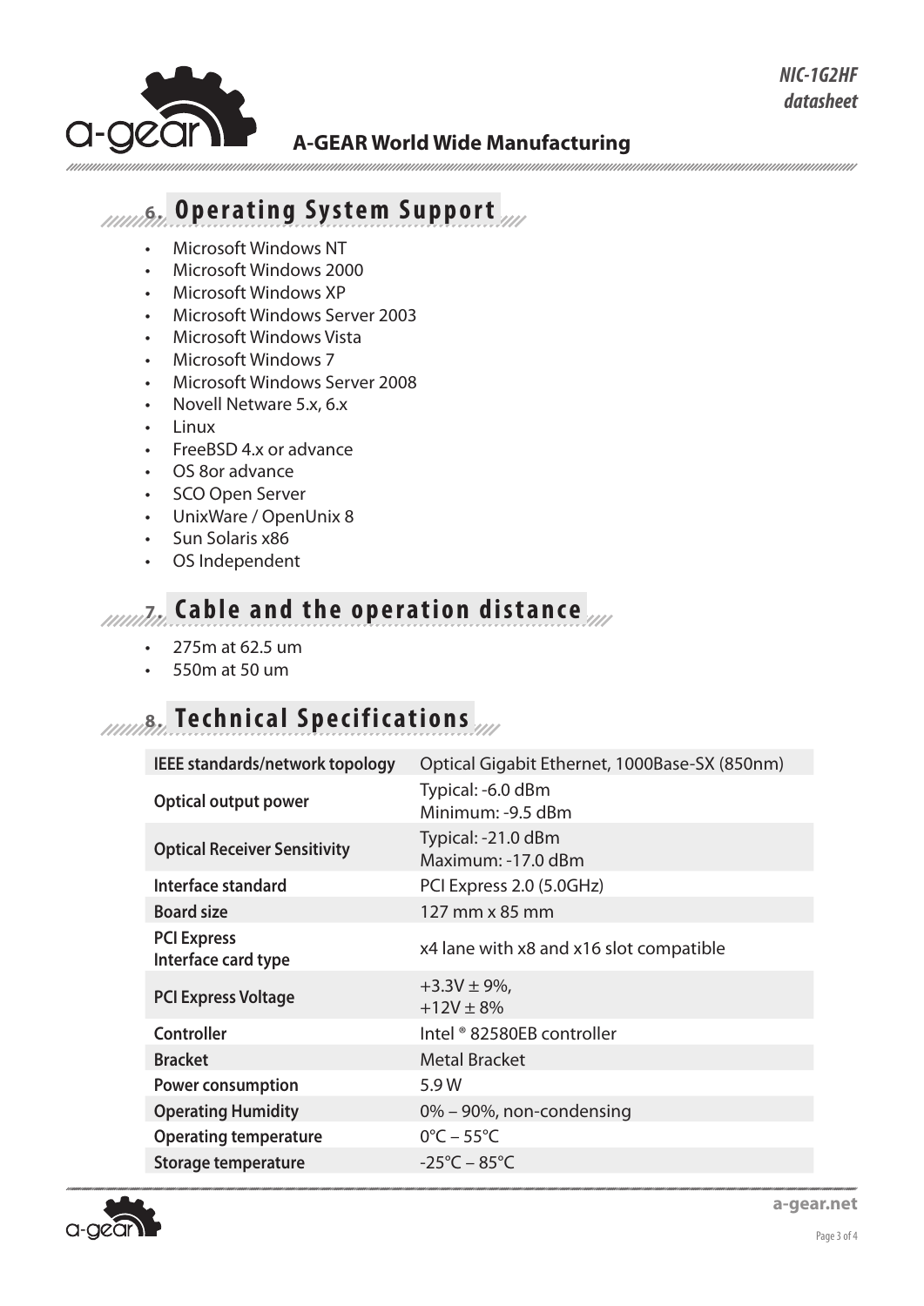## 6. Operating System Support

- Microsoft Windows NT
- Microsoft Windows 2000
- Microsoft Windows XP
- Microsoft Windows Server 2003
- Microsoft Windows Vista
- Microsoft Windows 7
- Microsoft Windows Server 2008
- Novell Netware 5.x, 6.x
- Linux
- FreeBSD 4.x or advance
- OS 8or advance
- SCO Open Server
- UnixWare / OpenUnix 8
- Sun Solaris x86
- OS Independent

## 7. Cable and the operation distance

- 275m at 62.5 um
- 550m at 50 um

## 8. Technical Specifications

| | |
|---|---|
| **IEEE standards/network topology** | Optical Gigabit Ethernet, 1000Base-SX (850nm) |
| **Optical output power** | Typical: -6.0 dBm<br>Minimum: -9.5 dBm |
| **Optical Receiver Sensitivity** | Typical: -21.0 dBm<br>Maximum: -17.0 dBm |
| **Interface standard** | PCI Express 2.0 (5.0GHz) |
| **Board size** | 127 mm x 85 mm |
| **PCI Express Interface card type** | x4 lane with x8 and x16 slot compatible |
| **PCI Express Voltage** | +3.3V ± 9%,<br>+12V ± 8% |
| **Controller** | Intel ® 82580EB controller |
| **Bracket** | Metal Bracket |
| **Power consumption** | 5.9 W |
| **Operating Humidity** | 0% – 90%, non-condensing |
| **Operating temperature** | 0°C – 55°C |
| **Storage temperature** | -25°C – 85°C |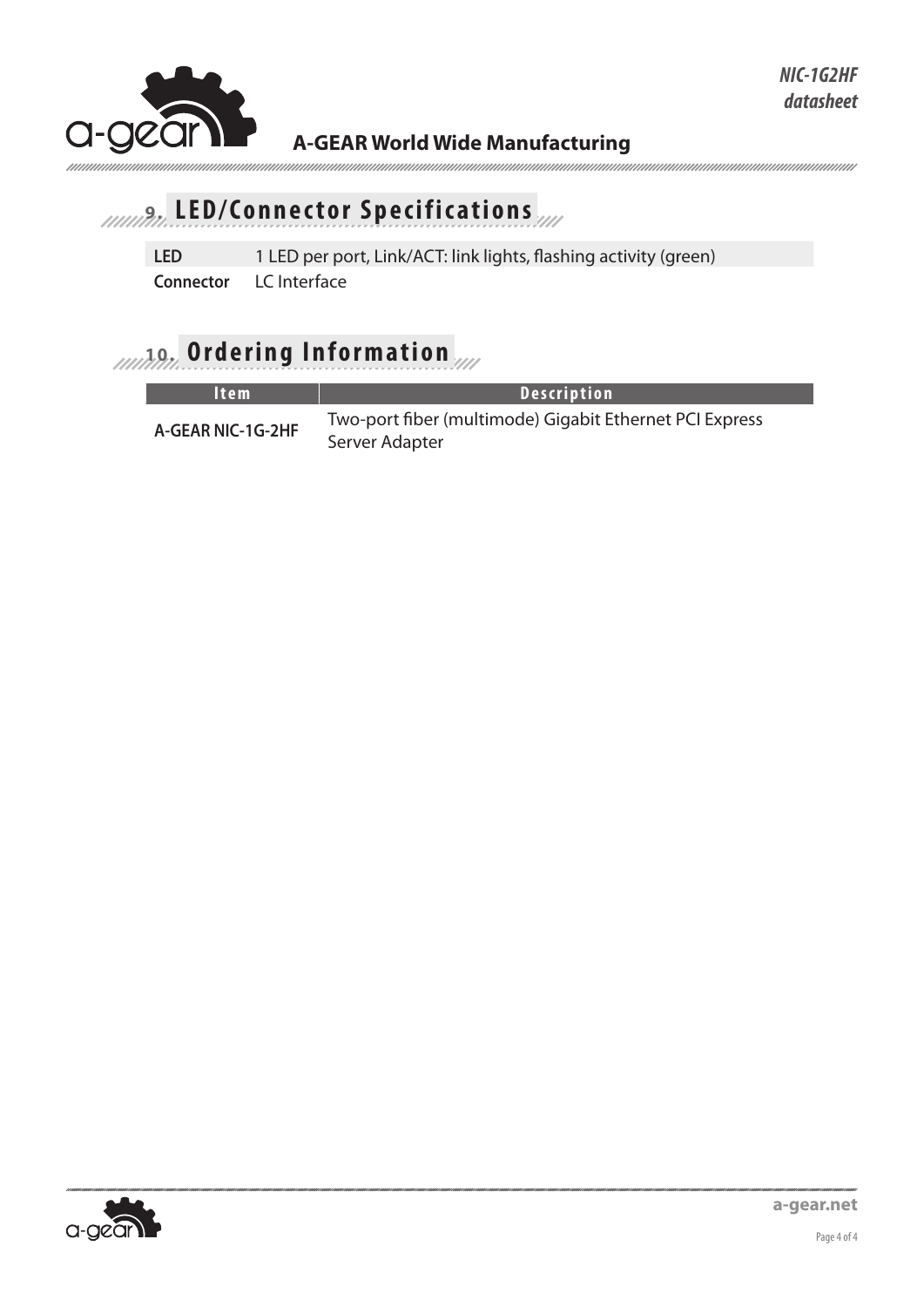## 9. LED/Connector Specifications

| | |
|---|---|
| **LED** | 1 LED per port, Link/ACT: link lights, flashing activity (green) |
| **Connector** | LC Interface |

## 10. Ordering Information

| Item | Description |
|---|---|
| **A-GEAR NIC-1G-2HF** | Two-port fiber (multimode) Gigabit Ethernet PCI Express Server Adapter |